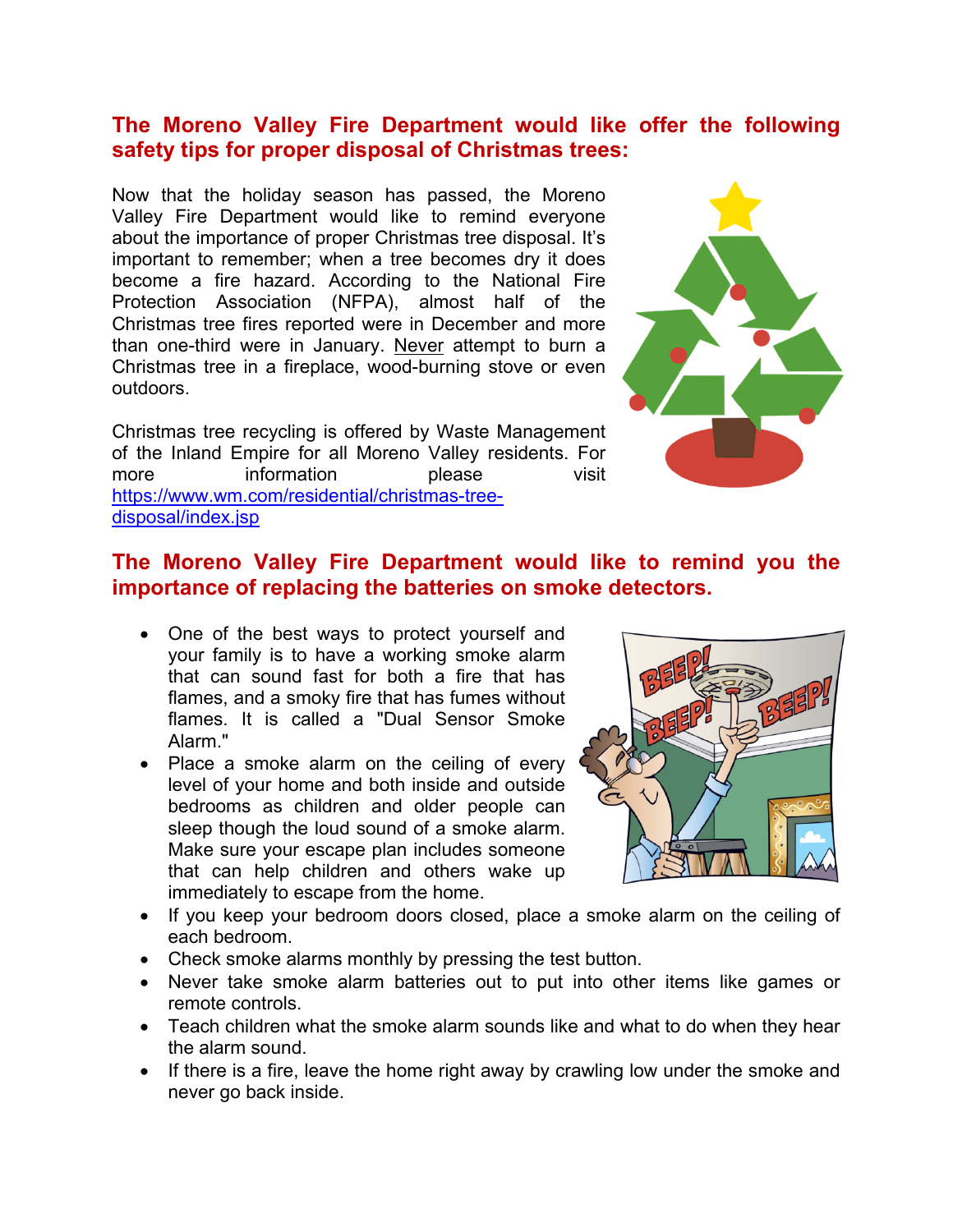## The Moreno Valley Fire Department would like offer the following safety tips for proper disposal of Christmas trees:

Now that the holiday season has passed, the Moreno Valley Fire Department would like to remind everyone about the importance of proper Christmas tree disposal. It's important to remember; when a tree becomes dry it does become a fire hazard. According to the National Fire Protection Association (NFPA), almost half of the Christmas tree fires reported were in December and more than one-third were in January. Never attempt to burn a Christmas tree in a fireplace, wood-burning stove or even outdoors.

Christmas tree recycling is offered by Waste Management of the Inland Empire for all Moreno Valley residents. For more information please visit [https://www.wm.com/residential/christmas-tree-disposal/index.jsp](https://www.wm.com/residential/christmas-tree-disposal/index.jsp)

## The Moreno Valley Fire Department would like to remind you the importance of replacing the batteries on smoke detectors.

- One of the best ways to protect yourself and your family is to have a working smoke alarm that can sound fast for both a fire that has flames, and a smoky fire that has fumes without flames. It is called a "Dual Sensor Smoke Alarm."
- Place a smoke alarm on the ceiling of every level of your home and both inside and outside bedrooms as children and older people can sleep though the loud sound of a smoke alarm. Make sure your escape plan includes someone that can help children and others wake up immediately to escape from the home.
- If you keep your bedroom doors closed, place a smoke alarm on the ceiling of each bedroom.
- Check smoke alarms monthly by pressing the test button.
- Never take smoke alarm batteries out to put into other items like games or remote controls.
- Teach children what the smoke alarm sounds like and what to do when they hear the alarm sound.
- If there is a fire, leave the home right away by crawling low under the smoke and never go back inside.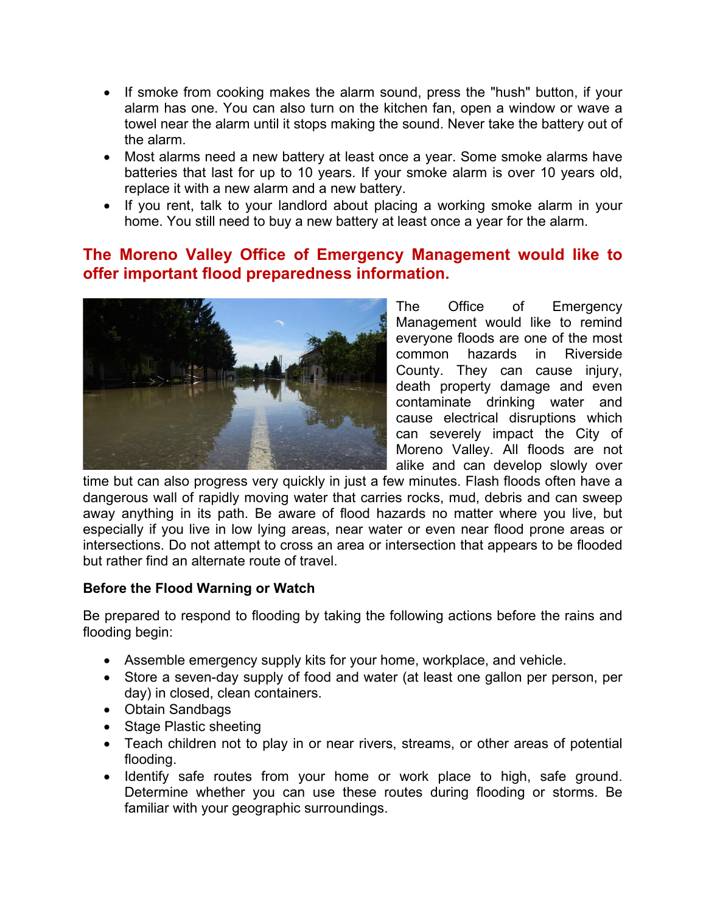- If smoke from cooking makes the alarm sound, press the "hush" button, if your alarm has one. You can also turn on the kitchen fan, open a window or wave a towel near the alarm until it stops making the sound. Never take the battery out of the alarm.
- Most alarms need a new battery at least once a year. Some smoke alarms have batteries that last for up to 10 years. If your smoke alarm is over 10 years old, replace it with a new alarm and a new battery.
- If you rent, talk to your landlord about placing a working smoke alarm in your home. You still need to buy a new battery at least once a year for the alarm.

## The Moreno Valley Office of Emergency Management would like to offer important flood preparedness information.

The Office of Emergency Management would like to remind everyone floods are one of the most common hazards in Riverside County. They can cause injury, death property damage and even contaminate drinking water and cause electrical disruptions which can severely impact the City of Moreno Valley. All floods are not alike and can develop slowly over time but can also progress very quickly in just a few minutes. Flash floods often have a dangerous wall of rapidly moving water that carries rocks, mud, debris and can sweep away anything in its path. Be aware of flood hazards no matter where you live, but especially if you live in low lying areas, near water or even near flood prone areas or intersections. Do not attempt to cross an area or intersection that appears to be flooded but rather find an alternate route of travel.

**Before the Flood Warning or Watch**

Be prepared to respond to flooding by taking the following actions before the rains and flooding begin:

- Assemble emergency supply kits for your home, workplace, and vehicle.
- Store a seven-day supply of food and water (at least one gallon per person, per day) in closed, clean containers.
- Obtain Sandbags
- Stage Plastic sheeting
- Teach children not to play in or near rivers, streams, or other areas of potential flooding.
- Identify safe routes from your home or work place to high, safe ground. Determine whether you can use these routes during flooding or storms. Be familiar with your geographic surroundings.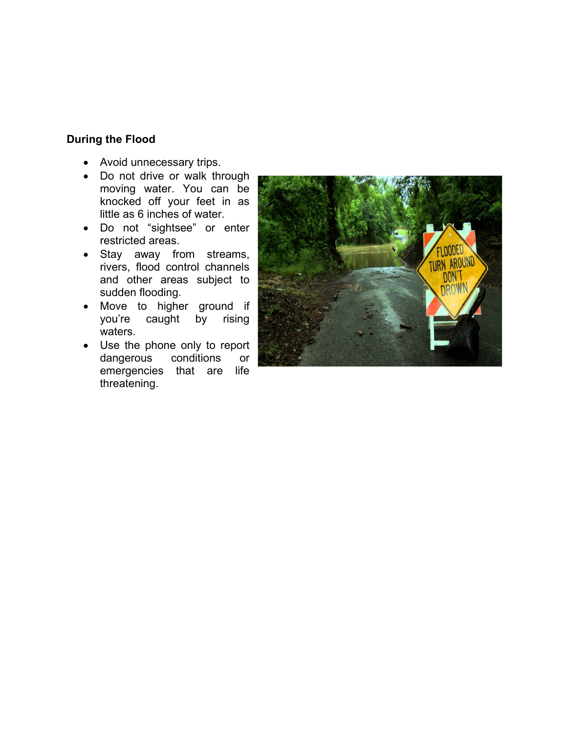**During the Flood**

- Avoid unnecessary trips.
- Do not drive or walk through moving water. You can be knocked off your feet in as little as 6 inches of water.
- Do not “sightsee” or enter restricted areas.
- Stay away from streams, rivers, flood control channels and other areas subject to sudden flooding.
- Move to higher ground if you’re caught by rising waters.
- Use the phone only to report dangerous conditions or emergencies that are life threatening.